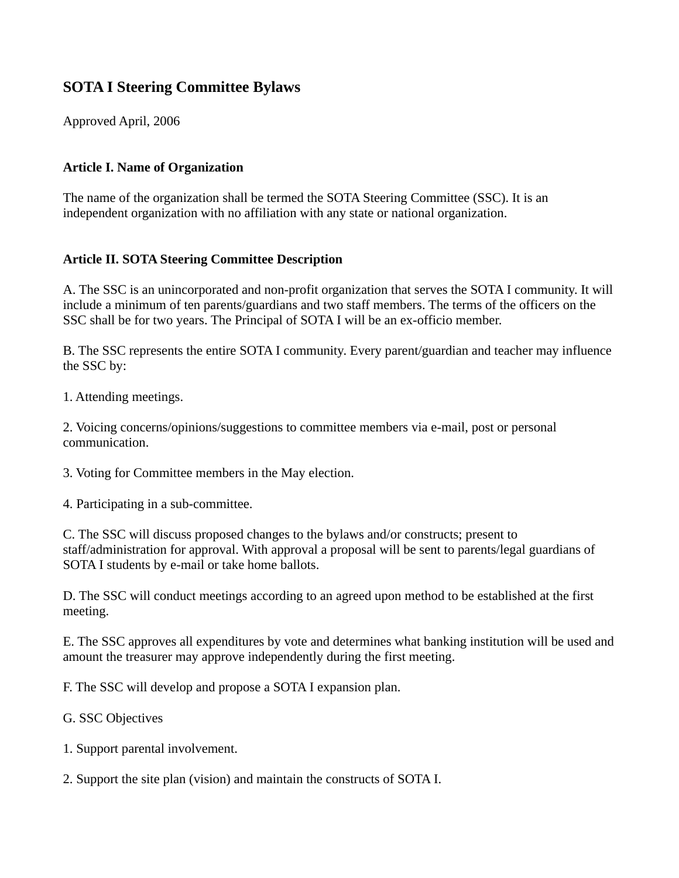# SOTA I Steering Committee Bylaws

Approved April, 2006

## Article I. Name of Organization

The name of the organization shall be termed the SOTA Steering Committee (SSC). It is an independent organization with no affiliation with any state or national organization.

## Article II. SOTA Steering Committee Description

A. The SSC is an unincorporated and non-profit organization that serves the SOTA I community. It will include a minimum of ten parents/guardians and two staff members. The terms of the officers on the SSC shall be for two years. The Principal of SOTA I will be an ex-officio member.

B. The SSC represents the entire SOTA I community. Every parent/guardian and teacher may influence the SSC by:

1. Attending meetings.

2. Voicing concerns/opinions/suggestions to committee members via e-mail, post or personal communication.

3. Voting for Committee members in the May election.

4. Participating in a sub-committee.

C. The SSC will discuss proposed changes to the bylaws and/or constructs; present to staff/administration for approval. With approval a proposal will be sent to parents/legal guardians of SOTA I students by e-mail or take home ballots.

D. The SSC will conduct meetings according to an agreed upon method to be established at the first meeting.

E. The SSC approves all expenditures by vote and determines what banking institution will be used and amount the treasurer may approve independently during the first meeting.

F. The SSC will develop and propose a SOTA I expansion plan.

G. SSC Objectives

1. Support parental involvement.

2. Support the site plan (vision) and maintain the constructs of SOTA I.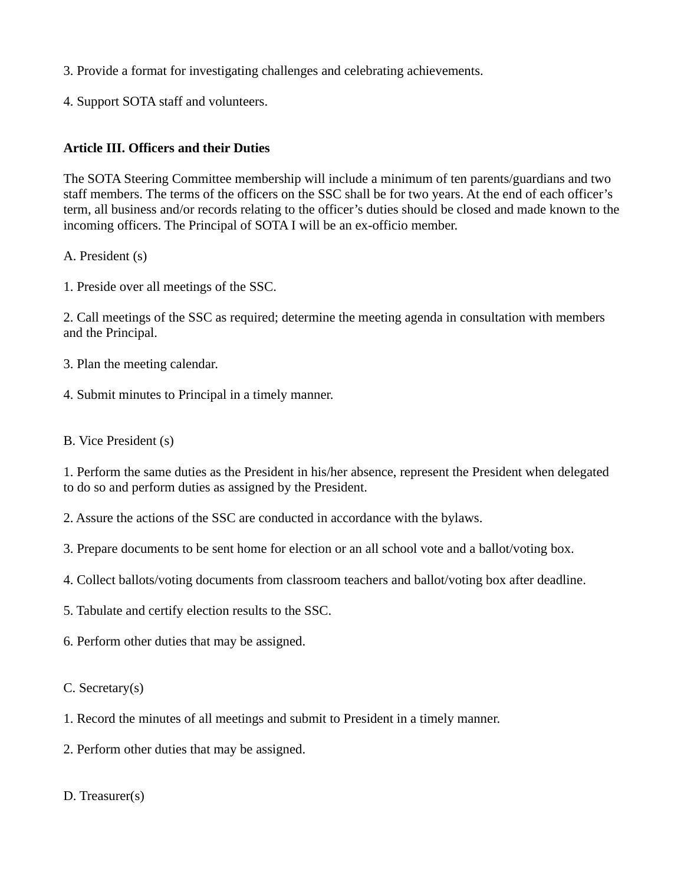3. Provide a format for investigating challenges and celebrating achievements.

4. Support SOTA staff and volunteers.

**Article III. Officers and their Duties**

The SOTA Steering Committee membership will include a minimum of ten parents/guardians and two staff members. The terms of the officers on the SSC shall be for two years. At the end of each officer's term, all business and/or records relating to the officer's duties should be closed and made known to the incoming officers. The Principal of SOTA I will be an ex-officio member.

A. President (s)

1. Preside over all meetings of the SSC.

2. Call meetings of the SSC as required; determine the meeting agenda in consultation with members and the Principal.

3. Plan the meeting calendar.

4. Submit minutes to Principal in a timely manner.

B. Vice President (s)

1. Perform the same duties as the President in his/her absence, represent the President when delegated to do so and perform duties as assigned by the President.

2. Assure the actions of the SSC are conducted in accordance with the bylaws.

3. Prepare documents to be sent home for election or an all school vote and a ballot/voting box.

4. Collect ballots/voting documents from classroom teachers and ballot/voting box after deadline.

5. Tabulate and certify election results to the SSC.

6. Perform other duties that may be assigned.

C. Secretary(s)

1. Record the minutes of all meetings and submit to President in a timely manner.

2. Perform other duties that may be assigned.

D. Treasurer(s)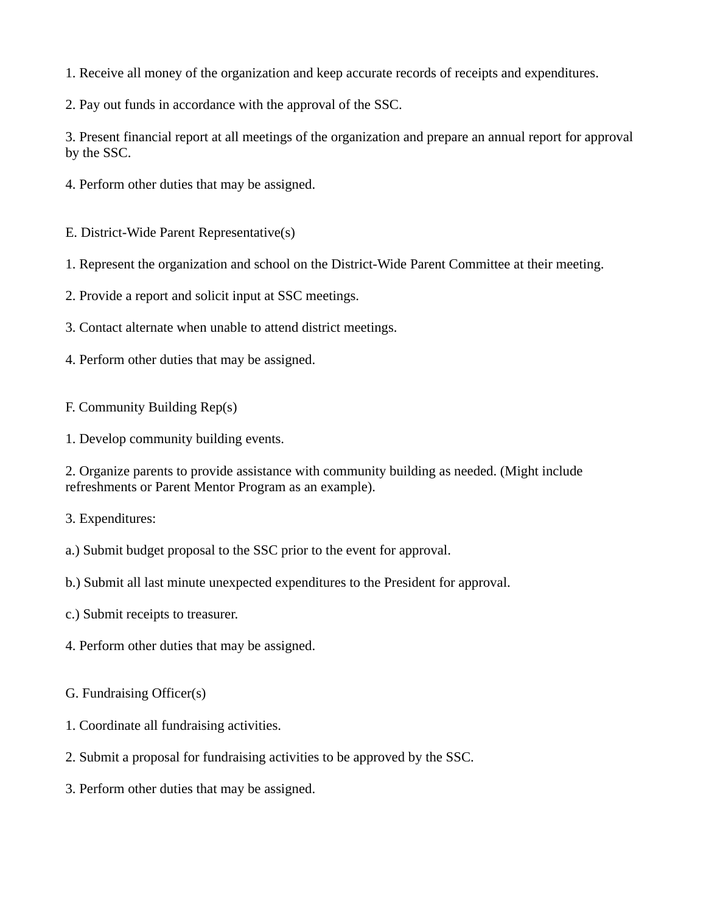1. Receive all money of the organization and keep accurate records of receipts and expenditures.

2. Pay out funds in accordance with the approval of the SSC.

3. Present financial report at all meetings of the organization and prepare an annual report for approval by the SSC.

4. Perform other duties that may be assigned.

E. District-Wide Parent Representative(s)

1. Represent the organization and school on the District-Wide Parent Committee at their meeting.

2. Provide a report and solicit input at SSC meetings.

3. Contact alternate when unable to attend district meetings.

4. Perform other duties that may be assigned.

F. Community Building Rep(s)

1. Develop community building events.

2. Organize parents to provide assistance with community building as needed. (Might include refreshments or Parent Mentor Program as an example).

3. Expenditures:

a.) Submit budget proposal to the SSC prior to the event for approval.

b.) Submit all last minute unexpected expenditures to the President for approval.

c.) Submit receipts to treasurer.

4. Perform other duties that may be assigned.

G. Fundraising Officer(s)

1. Coordinate all fundraising activities.

2. Submit a proposal for fundraising activities to be approved by the SSC.

3. Perform other duties that may be assigned.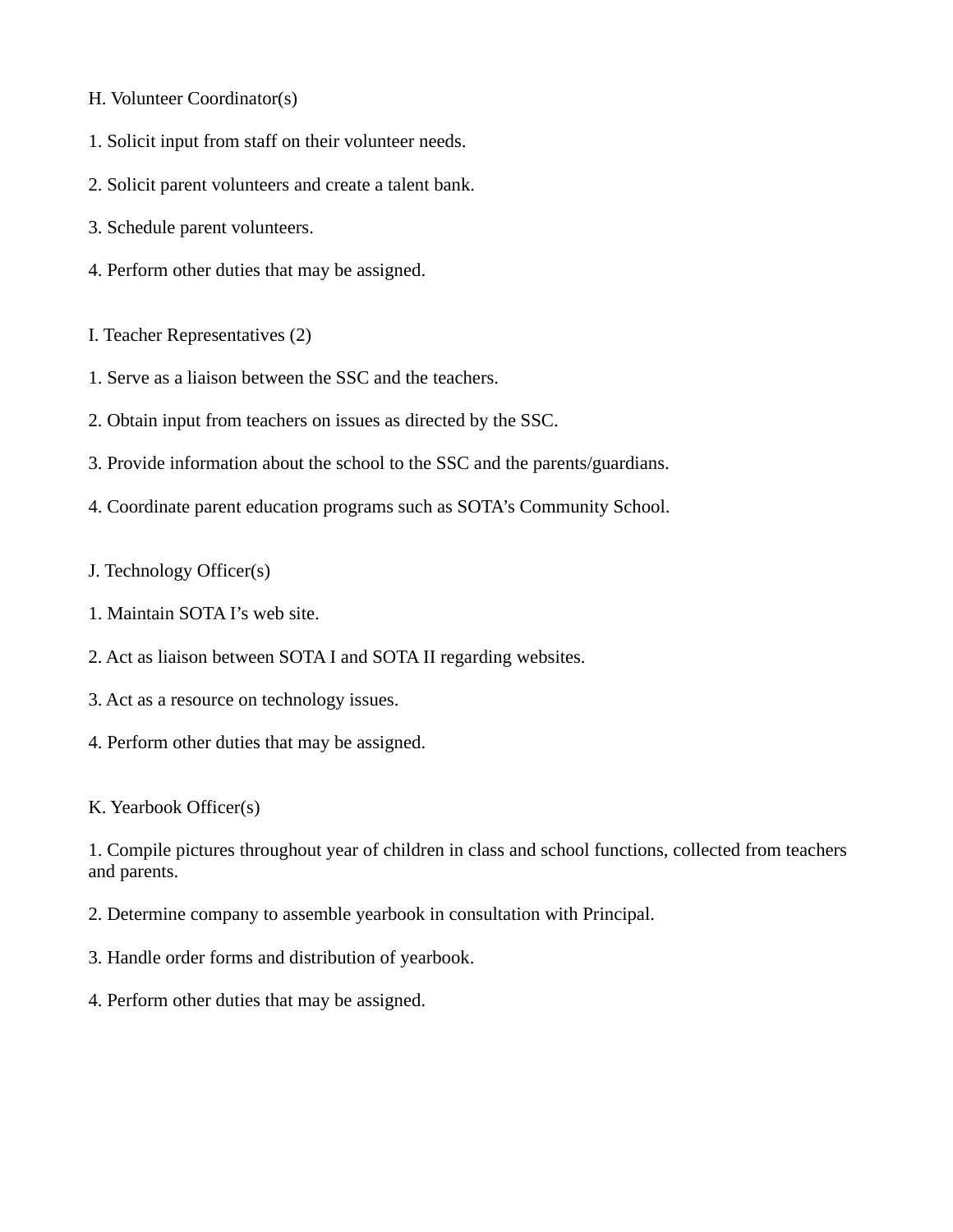H. Volunteer Coordinator(s)

1. Solicit input from staff on their volunteer needs.

2. Solicit parent volunteers and create a talent bank.

3. Schedule parent volunteers.

4. Perform other duties that may be assigned.

I. Teacher Representatives (2)

1. Serve as a liaison between the SSC and the teachers.

2. Obtain input from teachers on issues as directed by the SSC.

3. Provide information about the school to the SSC and the parents/guardians.

4. Coordinate parent education programs such as SOTA's Community School.

J. Technology Officer(s)

1. Maintain SOTA I's web site.

2. Act as liaison between SOTA I and SOTA II regarding websites.

3. Act as a resource on technology issues.

4. Perform other duties that may be assigned.

K. Yearbook Officer(s)

1. Compile pictures throughout year of children in class and school functions, collected from teachers and parents.

2. Determine company to assemble yearbook in consultation with Principal.

3. Handle order forms and distribution of yearbook.

4. Perform other duties that may be assigned.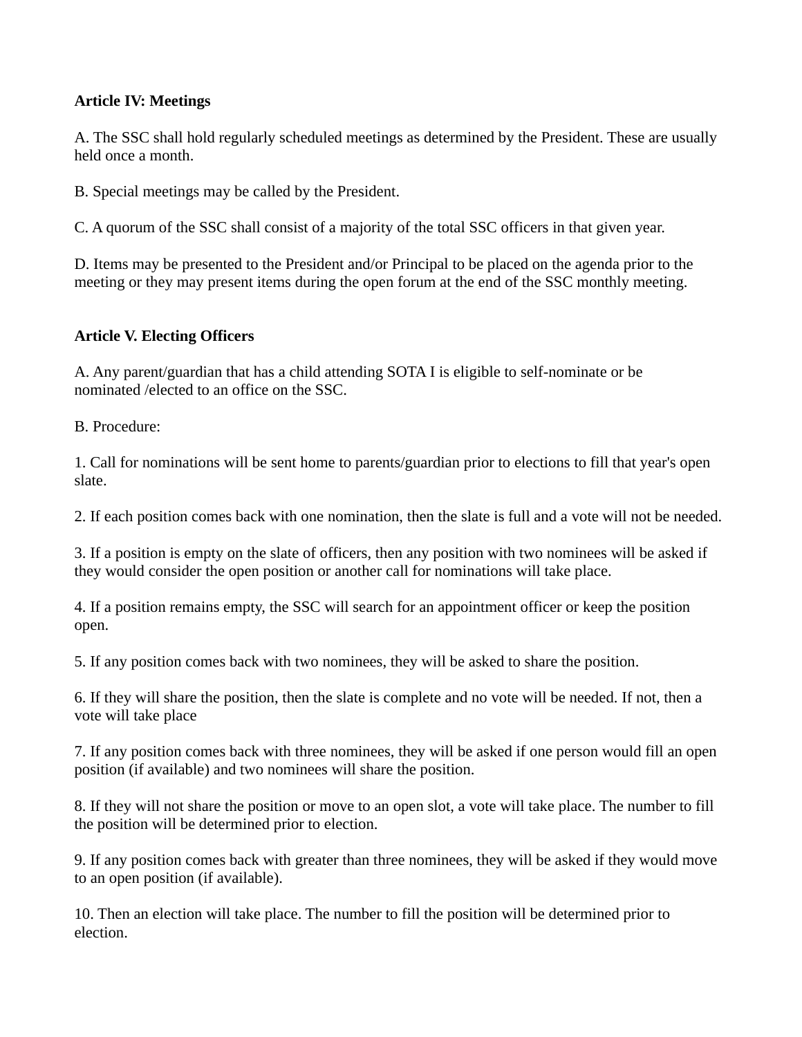**Article IV: Meetings**

A. The SSC shall hold regularly scheduled meetings as determined by the President. These are usually held once a month.

B. Special meetings may be called by the President.

C. A quorum of the SSC shall consist of a majority of the total SSC officers in that given year.

D. Items may be presented to the President and/or Principal to be placed on the agenda prior to the meeting or they may present items during the open forum at the end of the SSC monthly meeting.

**Article V. Electing Officers**

A. Any parent/guardian that has a child attending SOTA I is eligible to self-nominate or be nominated /elected to an office on the SSC.

B. Procedure:

1. Call for nominations will be sent home to parents/guardian prior to elections to fill that year's open slate.

2. If each position comes back with one nomination, then the slate is full and a vote will not be needed.

3. If a position is empty on the slate of officers, then any position with two nominees will be asked if they would consider the open position or another call for nominations will take place.

4. If a position remains empty, the SSC will search for an appointment officer or keep the position open.

5. If any position comes back with two nominees, they will be asked to share the position.

6. If they will share the position, then the slate is complete and no vote will be needed. If not, then a vote will take place

7. If any position comes back with three nominees, they will be asked if one person would fill an open position (if available) and two nominees will share the position.

8. If they will not share the position or move to an open slot, a vote will take place. The number to fill the position will be determined prior to election.

9. If any position comes back with greater than three nominees, they will be asked if they would move to an open position (if available).

10. Then an election will take place. The number to fill the position will be determined prior to election.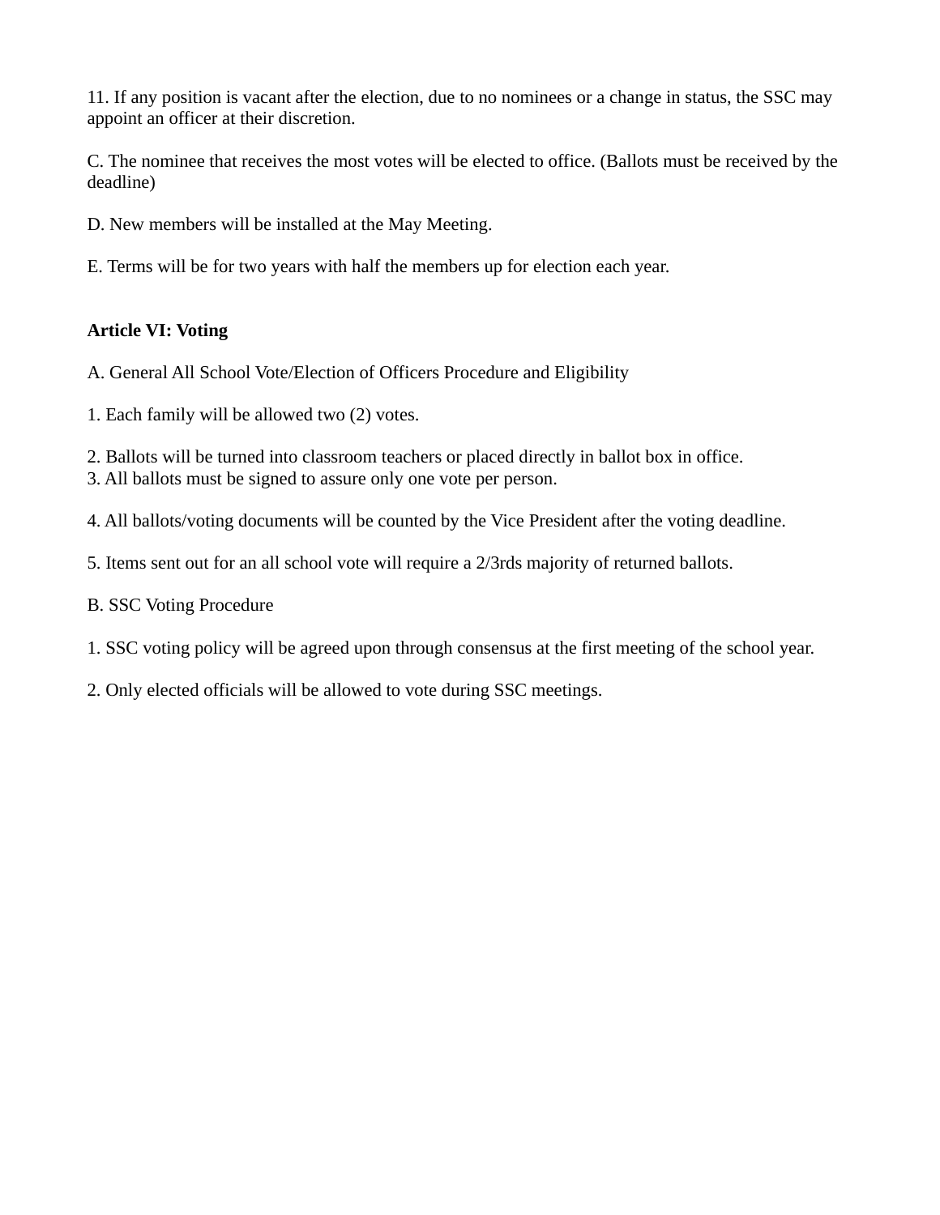11. If any position is vacant after the election, due to no nominees or a change in status, the SSC may appoint an officer at their discretion.

C. The nominee that receives the most votes will be elected to office. (Ballots must be received by the deadline)

D. New members will be installed at the May Meeting.

E. Terms will be for two years with half the members up for election each year.

## Article VI: Voting

A. General All School Vote/Election of Officers Procedure and Eligibility

1. Each family will be allowed two (2) votes.

2. Ballots will be turned into classroom teachers or placed directly in ballot box in office.
3. All ballots must be signed to assure only one vote per person.

4. All ballots/voting documents will be counted by the Vice President after the voting deadline.

5. Items sent out for an all school vote will require a 2/3rds majority of returned ballots.

B. SSC Voting Procedure

1. SSC voting policy will be agreed upon through consensus at the first meeting of the school year.

2. Only elected officials will be allowed to vote during SSC meetings.